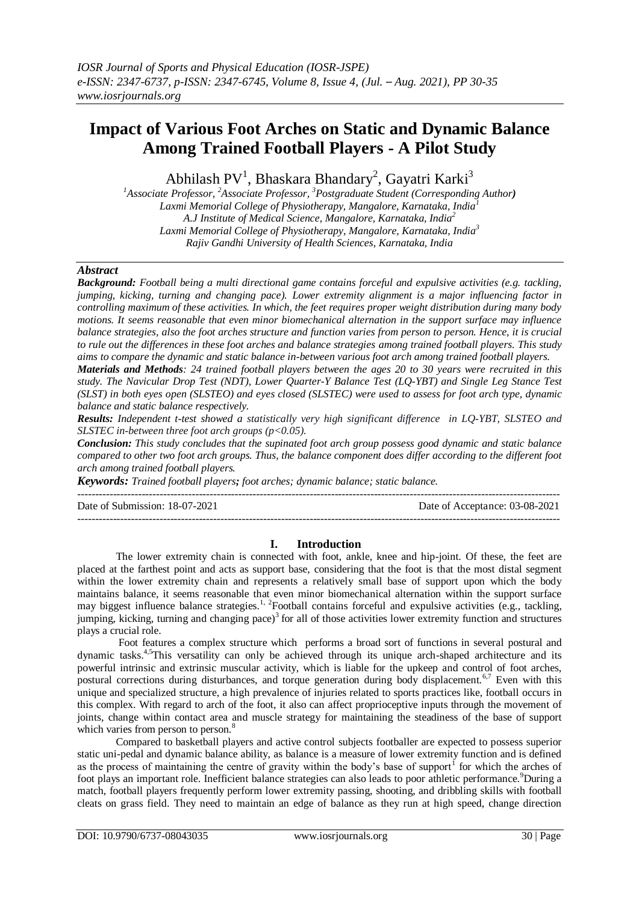# Impact of Various Foot Arches on Static and Dynamic Balance Among Trained Football Players - A Pilot Study

Abhilash PV[1], Bhaskara Bhandary[2], Gayatri Karki[3]

[1]Associate Professor, [2]Associate Professor, [3]Postgraduate Student (Corresponding Author)
Laxmi Memorial College of Physiotherapy, Mangalore, Karnataka, India[1]
A.J Institute of Medical Science, Mangalore, Karnataka, India[2]
Laxmi Memorial College of Physiotherapy, Mangalore, Karnataka, India[3]
Rajiv Gandhi University of Health Sciences, Karnataka, India

## Abstract

***Background:*** *Football being a multi directional game contains forceful and expulsive activities (e.g. tackling, jumping, kicking, turning and changing pace). Lower extremity alignment is a major influencing factor in controlling maximum of these activities. In which, the feet requires proper weight distribution during many body motions. It seems reasonable that even minor biomechanical alternation in the support surface may influence balance strategies, also the foot arches structure and function varies from person to person. Hence, it is crucial to rule out the differences in these foot arches and balance strategies among trained football players. This study aims to compare the dynamic and static balance in-between various foot arch among trained football players.*

***Materials and Methods****: 24 trained football players between the ages 20 to 30 years were recruited in this study. The Navicular Drop Test (NDT), Lower Quarter-Y Balance Test (LQ-YBT) and Single Leg Stance Test (SLST) in both eyes open (SLSTEO) and eyes closed (SLSTEC) were used to assess for foot arch type, dynamic balance and static balance respectively.*

***Results:*** *Independent t-test showed a statistically very high significant difference in LQ-YBT, SLSTEO and SLSTEC in-between three foot arch groups ($p<0.05$).*

***Conclusion:*** *This study concludes that the supinated foot arch group possess good dynamic and static balance compared to other two foot arch groups. Thus, the balance component does differ according to the different foot arch among trained football players.*

***Keywords:*** *Trained football players; foot arches; dynamic balance; static balance.*

Date of Submission: 18-07-2021 | Date of Acceptance: 03-08-2021

## I. Introduction

The lower extremity chain is connected with foot, ankle, knee and hip-joint. Of these, the feet are placed at the farthest point and acts as support base, considering that the foot is that the most distal segment within the lower extremity chain and represents a relatively small base of support upon which the body maintains balance, it seems reasonable that even minor biomechanical alternation within the support surface may biggest influence balance strategies.[1, 2]Football contains forceful and expulsive activities (e.g., tackling, jumping, kicking, turning and changing pace)[3] for all of those activities lower extremity function and structures plays a crucial role.

Foot features a complex structure which performs a broad sort of functions in several postural and dynamic tasks.[4,5]This versatility can only be achieved through its unique arch-shaped architecture and its powerful intrinsic and extrinsic muscular activity, which is liable for the upkeep and control of foot arches, postural corrections during disturbances, and torque generation during body displacement.[6,7] Even with this unique and specialized structure, a high prevalence of injuries related to sports practices like, football occurs in this complex. With regard to arch of the foot, it also can affect proprioceptive inputs through the movement of joints, change within contact area and muscle strategy for maintaining the steadiness of the base of support which varies from person to person.[8]

Compared to basketball players and active control subjects footballer are expected to possess superior static uni-pedal and dynamic balance ability, as balance is a measure of lower extremity function and is defined as the process of maintaining the centre of gravity within the body's base of support[1] for which the arches of foot plays an important role. Inefficient balance strategies can also leads to poor athletic performance.[9]During a match, football players frequently perform lower extremity passing, shooting, and dribbling skills with football cleats on grass field. They need to maintain an edge of balance as they run at high speed, change direction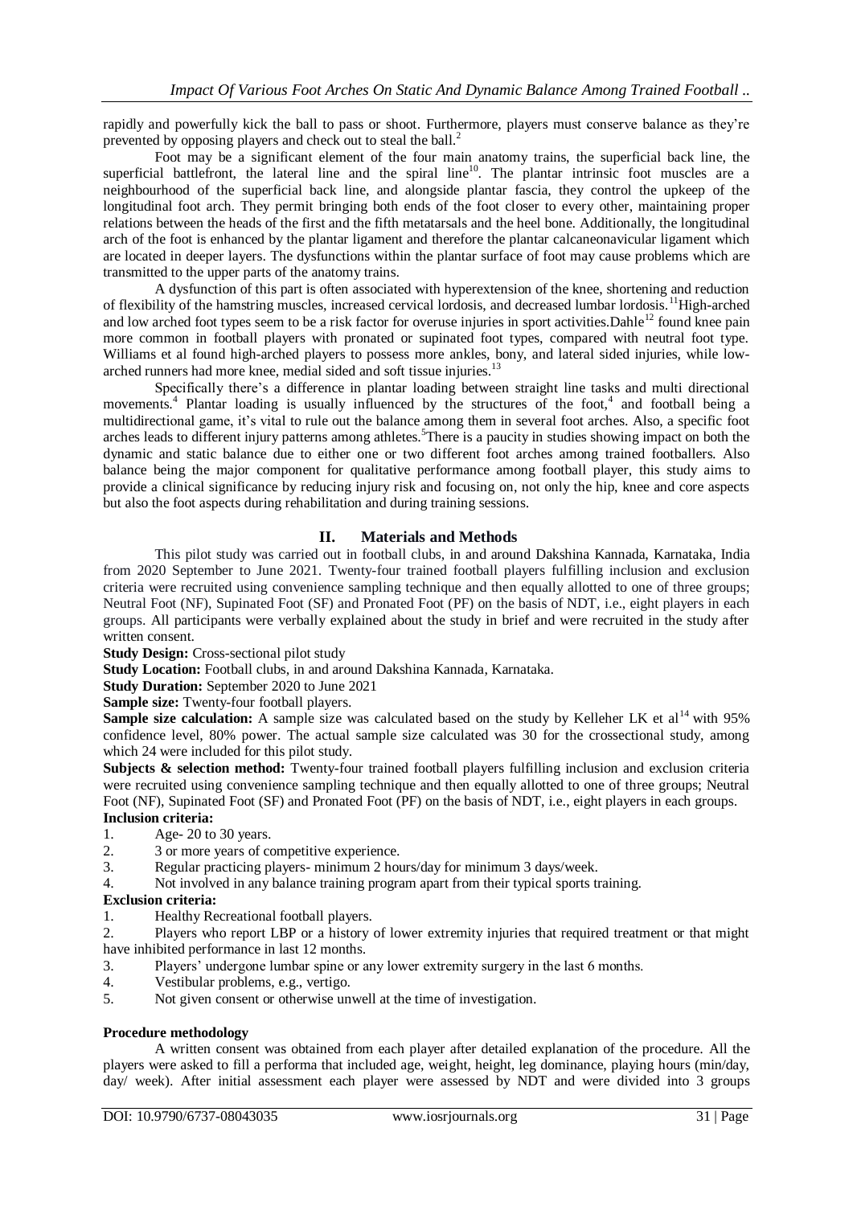rapidly and powerfully kick the ball to pass or shoot. Furthermore, players must conserve balance as they're prevented by opposing players and check out to steal the ball.[2]

Foot may be a significant element of the four main anatomy trains, the superficial back line, the superficial battlefront, the lateral line and the spiral line[10]. The plantar intrinsic foot muscles are a neighbourhood of the superficial back line, and alongside plantar fascia, they control the upkeep of the longitudinal foot arch. They permit bringing both ends of the foot closer to every other, maintaining proper relations between the heads of the first and the fifth metatarsals and the heel bone. Additionally, the longitudinal arch of the foot is enhanced by the plantar ligament and therefore the plantar calcaneonavicular ligament which are located in deeper layers. The dysfunctions within the plantar surface of foot may cause problems which are transmitted to the upper parts of the anatomy trains.

A dysfunction of this part is often associated with hyperextension of the knee, shortening and reduction of flexibility of the hamstring muscles, increased cervical lordosis, and decreased lumbar lordosis.[11] High-arched and low arched foot types seem to be a risk factor for overuse injuries in sport activities. Dahle[12] found knee pain more common in football players with pronated or supinated foot types, compared with neutral foot type. Williams et al found high-arched players to possess more ankles, bony, and lateral sided injuries, while low-arched runners had more knee, medial sided and soft tissue injuries.[13]

Specifically there's a difference in plantar loading between straight line tasks and multi directional movements.[4] Plantar loading is usually influenced by the structures of the foot,[4] and football being a multidirectional game, it's vital to rule out the balance among them in several foot arches. Also, a specific foot arches leads to different injury patterns among athletes.[5] There is a paucity in studies showing impact on both the dynamic and static balance due to either one or two different foot arches among trained footballers. Also balance being the major component for qualitative performance among football player, this study aims to provide a clinical significance by reducing injury risk and focusing on, not only the hip, knee and core aspects but also the foot aspects during rehabilitation and during training sessions.

## II. Materials and Methods

This pilot study was carried out in football clubs, in and around Dakshina Kannada, Karnataka, India from 2020 September to June 2021. Twenty-four trained football players fulfilling inclusion and exclusion criteria were recruited using convenience sampling technique and then equally allotted to one of three groups; Neutral Foot (NF), Supinated Foot (SF) and Pronated Foot (PF) on the basis of NDT, i.e., eight players in each groups. All participants were verbally explained about the study in brief and were recruited in the study after written consent.

**Study Design:** Cross-sectional pilot study

**Study Location:** Football clubs, in and around Dakshina Kannada, Karnataka.

**Study Duration:** September 2020 to June 2021

**Sample size:** Twenty-four football players.

**Sample size calculation:** A sample size was calculated based on the study by Kelleher LK et al[14] with 95% confidence level, 80% power. The actual sample size calculated was 30 for the crossectional study, among which 24 were included for this pilot study.

**Subjects & selection method:** Twenty-four trained football players fulfilling inclusion and exclusion criteria were recruited using convenience sampling technique and then equally allotted to one of three groups; Neutral Foot (NF), Supinated Foot (SF) and Pronated Foot (PF) on the basis of NDT, i.e., eight players in each groups.

**Inclusion criteria:**

1. Age- 20 to 30 years.
2. 3 or more years of competitive experience.
3. Regular practicing players- minimum 2 hours/day for minimum 3 days/week.
4. Not involved in any balance training program apart from their typical sports training.

**Exclusion criteria:**

1. Healthy Recreational football players.
2. Players who report LBP or a history of lower extremity injuries that required treatment or that might have inhibited performance in last 12 months.
3. Players' undergone lumbar spine or any lower extremity surgery in the last 6 months.
4. Vestibular problems, e.g., vertigo.
5. Not given consent or otherwise unwell at the time of investigation.

**Procedure methodology**

A written consent was obtained from each player after detailed explanation of the procedure. All the players were asked to fill a performa that included age, weight, height, leg dominance, playing hours (min/day, day/ week). After initial assessment each player were assessed by NDT and were divided into 3 groups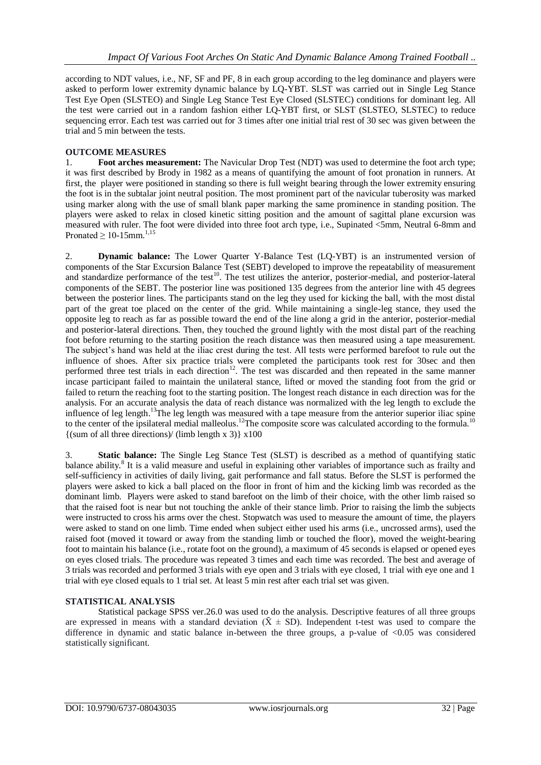according to NDT values, i.e., NF, SF and PF, 8 in each group according to the leg dominance and players were asked to perform lower extremity dynamic balance by LQ-YBT. SLST was carried out in Single Leg Stance Test Eye Open (SLSTEO) and Single Leg Stance Test Eye Closed (SLSTEC) conditions for dominant leg. All the test were carried out in a random fashion either LQ-YBT first, or SLST (SLSTEO, SLSTEC) to reduce sequencing error. Each test was carried out for 3 times after one initial trial rest of 30 sec was given between the trial and 5 min between the tests.

## OUTCOME MEASURES

1. **Foot arches measurement:** The Navicular Drop Test (NDT) was used to determine the foot arch type; it was first described by Brody in 1982 as a means of quantifying the amount of foot pronation in runners. At first, the player were positioned in standing so there is full weight bearing through the lower extremity ensuring the foot is in the subtalar joint neutral position. The most prominent part of the navicular tuberosity was marked using marker along with the use of small blank paper marking the same prominence in standing position. The players were asked to relax in closed kinetic sitting position and the amount of sagittal plane excursion was measured with ruler. The foot were divided into three foot arch type, i.e., Supinated <5mm, Neutral 6-8mm and Pronated ≥ 10-15mm.[1,15]

2. **Dynamic balance:** The Lower Quarter Y-Balance Test (LQ-YBT) is an instrumented version of components of the Star Excursion Balance Test (SEBT) developed to improve the repeatability of measurement and standardize performance of the test[10]. The test utilizes the anterior, posterior-medial, and posterior-lateral components of the SEBT. The posterior line was positioned 135 degrees from the anterior line with 45 degrees between the posterior lines. The participants stand on the leg they used for kicking the ball, with the most distal part of the great toe placed on the center of the grid. While maintaining a single-leg stance, they used the opposite leg to reach as far as possible toward the end of the line along a grid in the anterior, posterior-medial and posterior-lateral directions. Then, they touched the ground lightly with the most distal part of the reaching foot before returning to the starting position the reach distance was then measured using a tape measurement. The subject's hand was held at the iliac crest during the test. All tests were performed barefoot to rule out the influence of shoes. After six practice trials were completed the participants took rest for 30sec and then performed three test trials in each direction[12]. The test was discarded and then repeated in the same manner incase participant failed to maintain the unilateral stance, lifted or moved the standing foot from the grid or failed to return the reaching foot to the starting position. The longest reach distance in each direction was for the analysis. For an accurate analysis the data of reach distance was normalized with the leg length to exclude the influence of leg length.[13] The leg length was measured with a tape measure from the anterior superior iliac spine to the center of the ipsilateral medial malleolus.[12] The composite score was calculated according to the formula.[10]
{(sum of all three directions)/ (limb length x 3)} x100

3. **Static balance:** The Single Leg Stance Test (SLST) is described as a method of quantifying static balance ability.[8] It is a valid measure and useful in explaining other variables of importance such as frailty and self-sufficiency in activities of daily living, gait performance and fall status. Before the SLST is performed the players were asked to kick a ball placed on the floor in front of him and the kicking limb was recorded as the dominant limb. Players were asked to stand barefoot on the limb of their choice, with the other limb raised so that the raised foot is near but not touching the ankle of their stance limb. Prior to raising the limb the subjects were instructed to cross his arms over the chest. Stopwatch was used to measure the amount of time, the players were asked to stand on one limb. Time ended when subject either used his arms (i.e., uncrossed arms), used the raised foot (moved it toward or away from the standing limb or touched the floor), moved the weight-bearing foot to maintain his balance (i.e., rotate foot on the ground), a maximum of 45 seconds is elapsed or opened eyes on eyes closed trials. The procedure was repeated 3 times and each time was recorded. The best and average of 3 trials was recorded and performed 3 trials with eye open and 3 trials with eye closed, 1 trial with eye one and 1 trial with eye closed equals to 1 trial set. At least 5 min rest after each trial set was given.

## STATISTICAL ANALYSIS

Statistical package SPSS ver.26.0 was used to do the analysis. Descriptive features of all three groups are expressed in means with a standard deviation ($\bar{X} \pm SD$). Independent t-test was used to compare the difference in dynamic and static balance in-between the three groups, a p-value of <0.05 was considered statistically significant.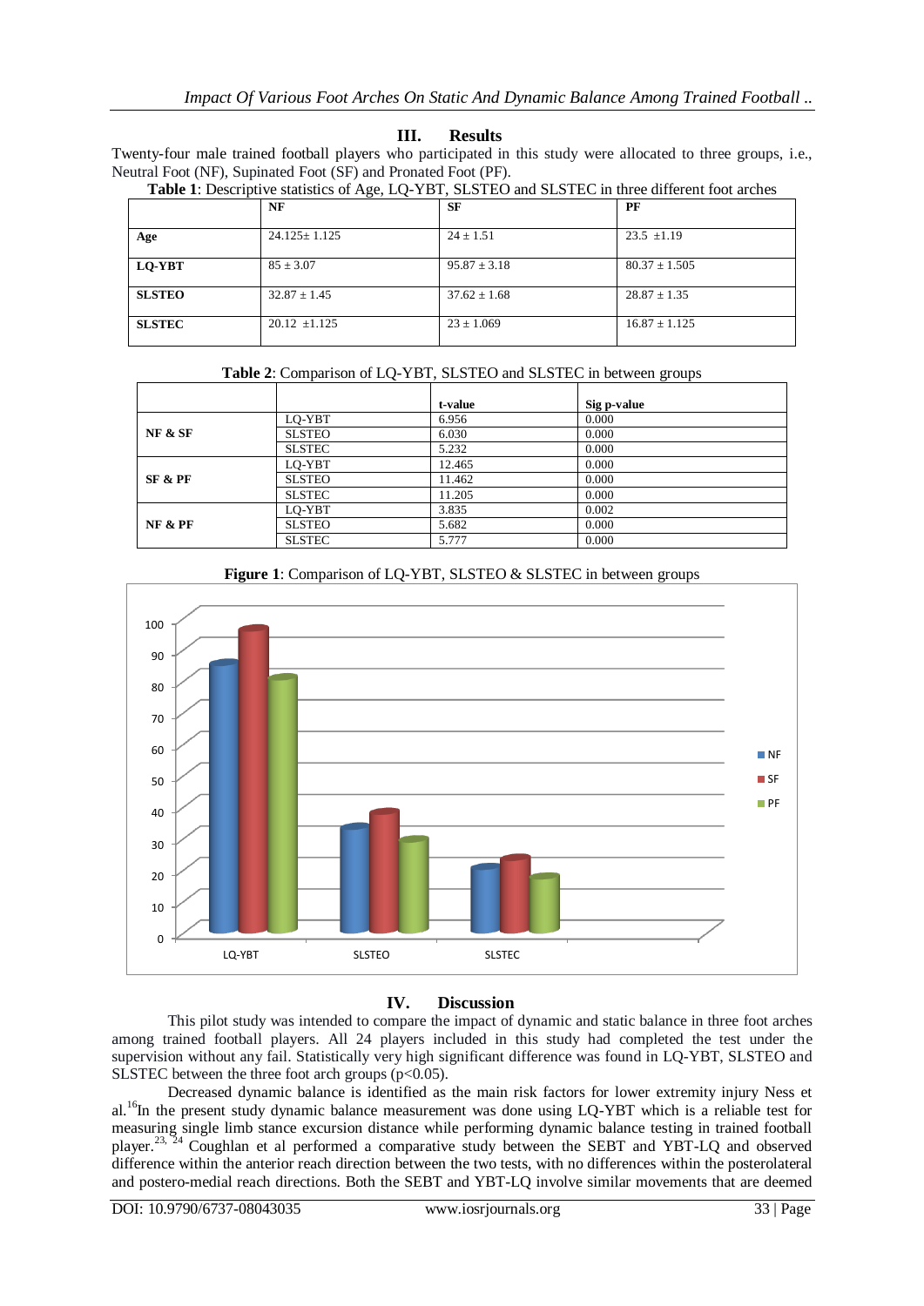## III. Results

Twenty-four male trained football players who participated in this study were allocated to three groups, i.e., Neutral Foot (NF), Supinated Foot (SF) and Pronated Foot (PF).

**Table 1**: Descriptive statistics of Age, LQ-YBT, SLSTEO and SLSTEC in three different foot arches

| | NF | SF | PF |
|---|---|---|---|
| **Age** | 24.125± 1.125 | 24 ± 1.51 | 23.5 ±1.19 |
| **LQ-YBT** | 85 ± 3.07 | 95.87 ± 3.18 | 80.37 ± 1.505 |
| **SLSTEO** | 32.87 ± 1.45 | 37.62 ± 1.68 | 28.87 ± 1.35 |
| **SLSTEC** | 20.12 ±1.125 | 23 ± 1.069 | 16.87 ± 1.125 |

**Table 2**: Comparison of LQ-YBT, SLSTEO and SLSTEC in between groups

| | | t-value | Sig p-value |
|---|---|---|---|
| **NF & SF** | LQ-YBT | 6.956 | 0.000 |
| | SLSTEO | 6.030 | 0.000 |
| | SLSTEC | 5.232 | 0.000 |
| **SF & PF** | LQ-YBT | 12.465 | 0.000 |
| | SLSTEO | 11.462 | 0.000 |
| | SLSTEC | 11.205 | 0.000 |
| **NF & PF** | LQ-YBT | 3.835 | 0.002 |
| | SLSTEO | 5.682 | 0.000 |
| | SLSTEC | 5.777 | 0.000 |

**Figure 1**: Comparison of LQ-YBT, SLSTEO & SLSTEC in between groups

## IV. Discussion

This pilot study was intended to compare the impact of dynamic and static balance in three foot arches among trained football players. All 24 players included in this study had completed the test under the supervision without any fail. Statistically very high significant difference was found in LQ-YBT, SLSTEO and SLSTEC between the three foot arch groups ($p<0.05$).

Decreased dynamic balance is identified as the main risk factors for lower extremity injury Ness et al.[16]In the present study dynamic balance measurement was done using LQ-YBT which is a reliable test for measuring single limb stance excursion distance while performing dynamic balance testing in trained football player.[23, 24] Coughlan et al performed a comparative study between the SEBT and YBT-LQ and observed difference within the anterior reach direction between the two tests, with no differences within the posterolateral and postero-medial reach directions. Both the SEBT and YBT-LQ involve similar movements that are deemed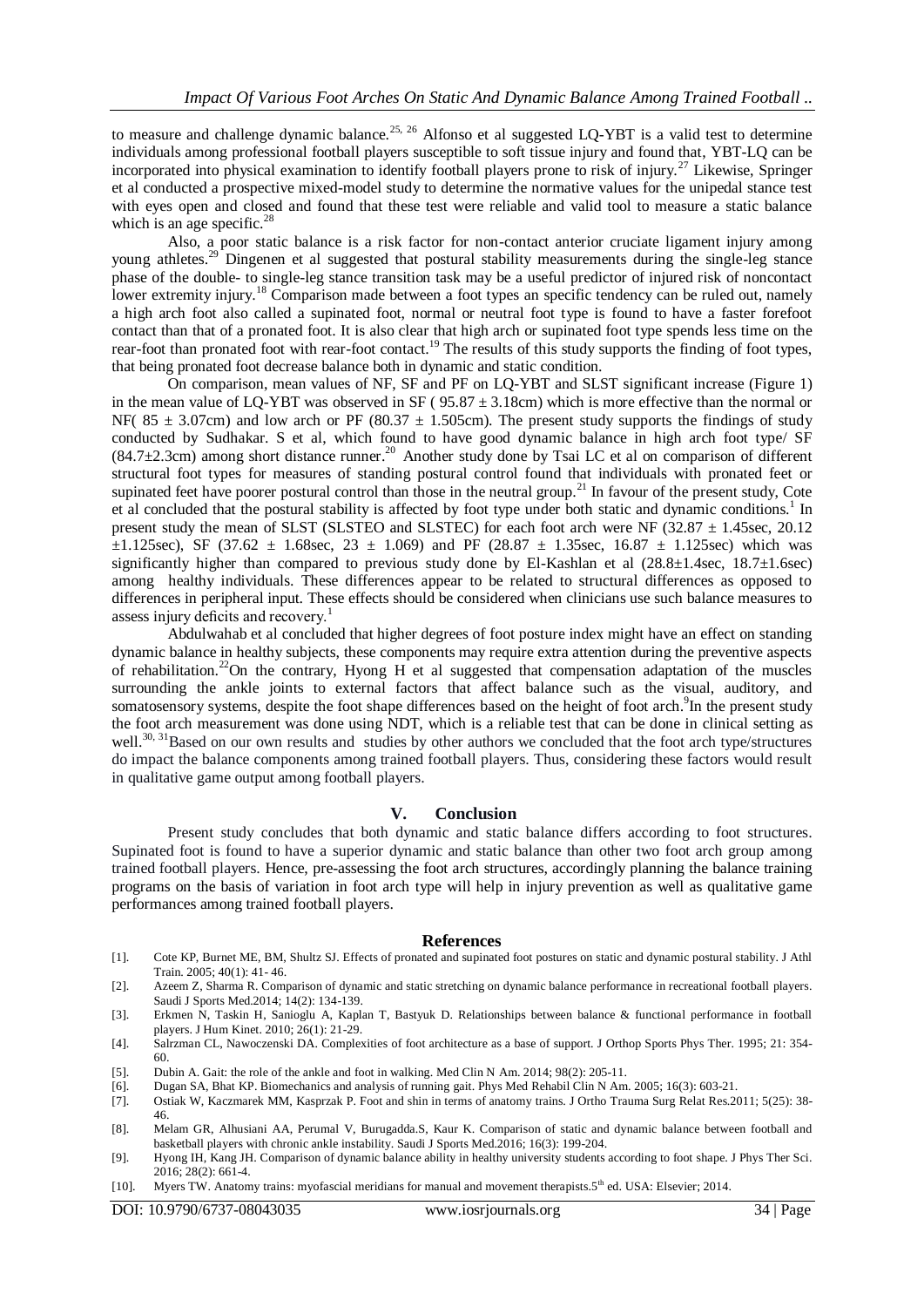to measure and challenge dynamic balance.[25, 26] Alfonso et al suggested LQ-YBT is a valid test to determine individuals among professional football players susceptible to soft tissue injury and found that, YBT-LQ can be incorporated into physical examination to identify football players prone to risk of injury.[27] Likewise, Springer et al conducted a prospective mixed-model study to determine the normative values for the unipedal stance test with eyes open and closed and found that these test were reliable and valid tool to measure a static balance which is an age specific.[28]

Also, a poor static balance is a risk factor for non-contact anterior cruciate ligament injury among young athletes.[29] Dingenen et al suggested that postural stability measurements during the single-leg stance phase of the double- to single-leg stance transition task may be a useful predictor of injured risk of noncontact lower extremity injury.[18] Comparison made between a foot types an specific tendency can be ruled out, namely a high arch foot also called a supinated foot, normal or neutral foot type is found to have a faster forefoot contact than that of a pronated foot. It is also clear that high arch or supinated foot type spends less time on the rear-foot than pronated foot with rear-foot contact.[19] The results of this study supports the finding of foot types, that being pronated foot decrease balance both in dynamic and static condition.

On comparison, mean values of NF, SF and PF on LQ-YBT and SLST significant increase (Figure 1) in the mean value of LQ-YBT was observed in SF ( 95.87 ± 3.18cm) which is more effective than the normal or NF( 85 ± 3.07cm) and low arch or PF (80.37 ± 1.505cm). The present study supports the findings of study conducted by Sudhakar. S et al, which found to have good dynamic balance in high arch foot type/ SF (84.7±2.3cm) among short distance runner.[20] Another study done by Tsai LC et al on comparison of different structural foot types for measures of standing postural control found that individuals with pronated feet or supinated feet have poorer postural control than those in the neutral group.[21] In favour of the present study, Cote et al concluded that the postural stability is affected by foot type under both static and dynamic conditions.[1] In present study the mean of SLST (SLSTEO and SLSTEC) for each foot arch were NF (32.87 ± 1.45sec, 20.12 ±1.125sec), SF (37.62 ± 1.68sec, 23 ± 1.069) and PF (28.87 ± 1.35sec, 16.87 ± 1.125sec) which was significantly higher than compared to previous study done by El-Kashlan et al (28.8±1.4sec, 18.7±1.6sec) among healthy individuals. These differences appear to be related to structural differences as opposed to differences in peripheral input. These effects should be considered when clinicians use such balance measures to assess injury deficits and recovery.[1]

Abdulwahab et al concluded that higher degrees of foot posture index might have an effect on standing dynamic balance in healthy subjects, these components may require extra attention during the preventive aspects of rehabilitation.[22]On the contrary, Hyong H et al suggested that compensation adaptation of the muscles surrounding the ankle joints to external factors that affect balance such as the visual, auditory, and somatosensory systems, despite the foot shape differences based on the height of foot arch.[9]In the present study the foot arch measurement was done using NDT, which is a reliable test that can be done in clinical setting as well.[30, 31]Based on our own results and studies by other authors we concluded that the foot arch type/structures do impact the balance components among trained football players. Thus, considering these factors would result in qualitative game output among football players.

## V. Conclusion

Present study concludes that both dynamic and static balance differs according to foot structures. Supinated foot is found to have a superior dynamic and static balance than other two foot arch group among trained football players. Hence, pre-assessing the foot arch structures, accordingly planning the balance training programs on the basis of variation in foot arch type will help in injury prevention as well as qualitative game performances among trained football players.

## References

[1]. Cote KP, Burnet ME, BM, Shultz SJ. Effects of pronated and supinated foot postures on static and dynamic postural stability. J Athl Train. 2005; 40(1): 41- 46.

[2]. Azeem Z, Sharma R. Comparison of dynamic and static stretching on dynamic balance performance in recreational football players. Saudi J Sports Med.2014; 14(2): 134-139.

[3]. Erkmen N, Taskin H, Sanioglu A, Kaplan T, Bastyuk D. Relationships between balance & functional performance in football players. J Hum Kinet. 2010; 26(1): 21-29.

[4]. Salrzman CL, Nawoczenski DA. Complexities of foot architecture as a base of support. J Orthop Sports Phys Ther. 1995; 21: 354-60.

[5]. Dubin A. Gait: the role of the ankle and foot in walking. Med Clin N Am. 2014; 98(2): 205-11.

[6]. Dugan SA, Bhat KP. Biomechanics and analysis of running gait. Phys Med Rehabil Clin N Am. 2005; 16(3): 603-21.

[7]. Ostiak W, Kaczmarek MM, Kasprzak P. Foot and shin in terms of anatomy trains. J Ortho Trauma Surg Relat Res.2011; 5(25): 38-46.

[8]. Melam GR, Alhusiani AA, Perumal V, Burugadda.S, Kaur K. Comparison of static and dynamic balance between football and basketball players with chronic ankle instability. Saudi J Sports Med.2016; 16(3): 199-204.

[9]. Hyong IH, Kang JH. Comparison of dynamic balance ability in healthy university students according to foot shape. J Phys Ther Sci. 2016; 28(2): 661-4.

[10]. Myers TW. Anatomy trains: myofascial meridians for manual and movement therapists.5th ed. USA: Elsevier; 2014.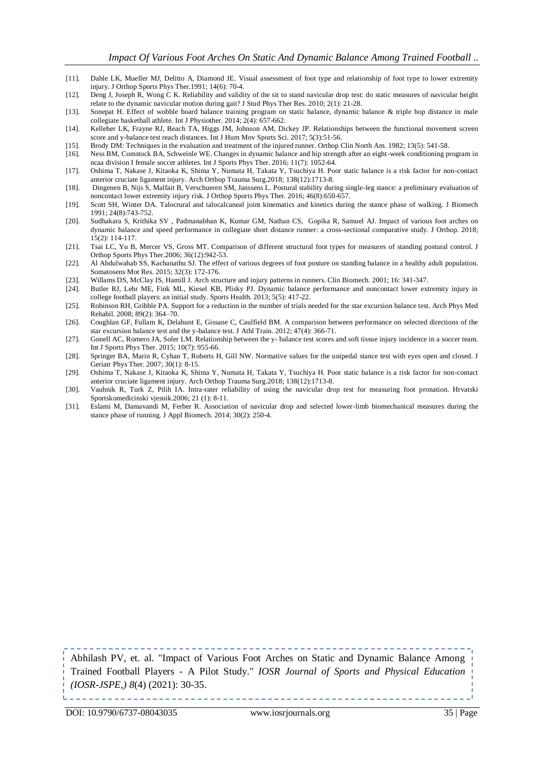[11]. Dahle LK, Mueller MJ, Delitto A, Diamond JE. Visual assessment of foot type and relationship of foot type to lower extremity injury. J Orthop Sports Phys Ther.1991; 14(6): 70-4.

[12]. Deng J, Joseph R, Wong C K. Reliability and validity of the sit to stand navicular drop test: do static measures of navicular height relate to the dynamic navicular motion during gait? J Stud Phys Ther Res. 2010; 2(1): 21-28.

[13]. Sonepat H. Effect of wobble board balance training program on static balance, dynamic balance & triple hop distance in male collegiate basketball athlete. Int J Physiother. 2014; 2(4): 657-662.

[14]. Kelleher LK, Frayne RJ, Beach TA, Higgs JM, Johnson AM, Dickey JP. Relationships between the functional movement screen score and y-balance test reach distances. Int J Hum Mov Sports Sci. 2017; 5(3):51-56.

[15]. Brody DM: Techniques in the evaluation and treatment of the injured runner. Orthop Clin North Am. 1982; 13(5): 541-58.

[16]. Ness BM, Comstock BA, Schweinle WE. Changes in dynamic balance and hip strength after an eight-week conditioning program in ncaa division I female soccer athletes. Int J Sports Phys Ther. 2016; 11(7): 1052-64.

[17]. Oshima T, Nakase J, Kitaoka K, Shima Y, Numata H, Takata Y, Tsuchiya H. Poor static balance is a risk factor for non-contact anterior cruciate ligament injury. Arch Orthop Trauma Surg.2018; 138(12):1713-8.

[18]. Dingenen B, Nijs S, Malfait B, Verschueren SM, Janssens L. Postural stability during single-leg stance: a preliminary evaluation of noncontact lower extremity injury risk. J Orthop Sports Phys Ther. 2016; 46(8):650-657.

[19]. Scott SH, Winter DA. Talocrural and talocalcaneal joint kinematics and kinetics during the stance phase of walking. J Biomech 1991; 24(8):743-752.

[20]. Sudhakara S, Krithika SV , Padmanabhan K, Kumar GM, Nathan CS, Gopika R, Samuel AJ. Impact of various foot arches on dynamic balance and speed performance in collegiate short distance runner: a cross-sectional comparative study. J Orthop. 2018; 15(2): 114-117.

[21]. Tsai LC, Yu B, Mercer VS, Gross MT. Comparison of different structural foot types for measures of standing postural control. J Orthop Sports Phys Ther.2006; 36(12):942-53.

[22]. Al Abdulwahab SS, Kachanathu SJ. The effect of various degrees of foot posture on standing balance in a healthy adult population. Somatosens Mot Res. 2015; 32(3): 172-176.

[23]. Willams DS, McClay IS, Hamill J. Arch structure and injury patterns in runners. Clin Biomech. 2001; 16: 341-347.

[24]. Butler RJ, Lehr ME, Fink ML, Kiesel KB, Plisky PJ. Dynamic balance performance and noncontact lower extremity injury in college football players: an initial study. Sports Health. 2013; 5(5): 417-22.

[25]. Robinson RH, Gribble PA. Support for a reduction in the number of trials needed for the star excursion balance test. Arch Phys Med Rehabil. 2008; 89(2): 364–70.

[26]. Coughlan GF, Fullam K, Delahunt E, Gissane C, Caulfield BM. A comparison between performance on selected directions of the star excursion balance test and the y-balance test. J Athl Train. 2012; 47(4): 366-71.

[27]. Gonell AC, Romero JA, Soler LM. Relationship between the y- balance test scores and soft tissue injury incidence in a soccer team. Int J Sports Phys Ther. 2015; 10(7): 955-66.

[28]. Springer BA, Marin R, Cyhan T, Roberts H, Gill NW. Normative values for the unipedal stance test with eyes open and closed. J Geriatr Phys Ther. 2007; 30(1): 8-15.

[29]. Oshima T, Nakase J, Kitaoka K, Shima Y, Numata H, Takata Y, Tsuchiya H. Poor static balance is a risk factor for non-contact anterior cruciate ligament injury. Arch Orthop Trauma Surg.2018; 138(12):1713-8.

[30]. Vauhnik R, Turk Z, Pilih IA. Intra-rater reliability of using the navicular drop test for measuring foot pronation. Hrvatski Sportskomedicinski vjesnik.2006; 21 (1): 8-11.

[31]. Eslami M, Damavandi M, Ferber R. Association of navicular drop and selected lower-limb biomechanical measures during the stance phase of running. J Appl Biomech. 2014; 30(2): 250-4.

Abhilash PV, et. al. "Impact of Various Foot Arches on Static and Dynamic Balance Among Trained Football Players - A Pilot Study." *IOSR Journal of Sports and Physical Education (IOSR-JSPE,) 8*(4) (2021): 30-35.